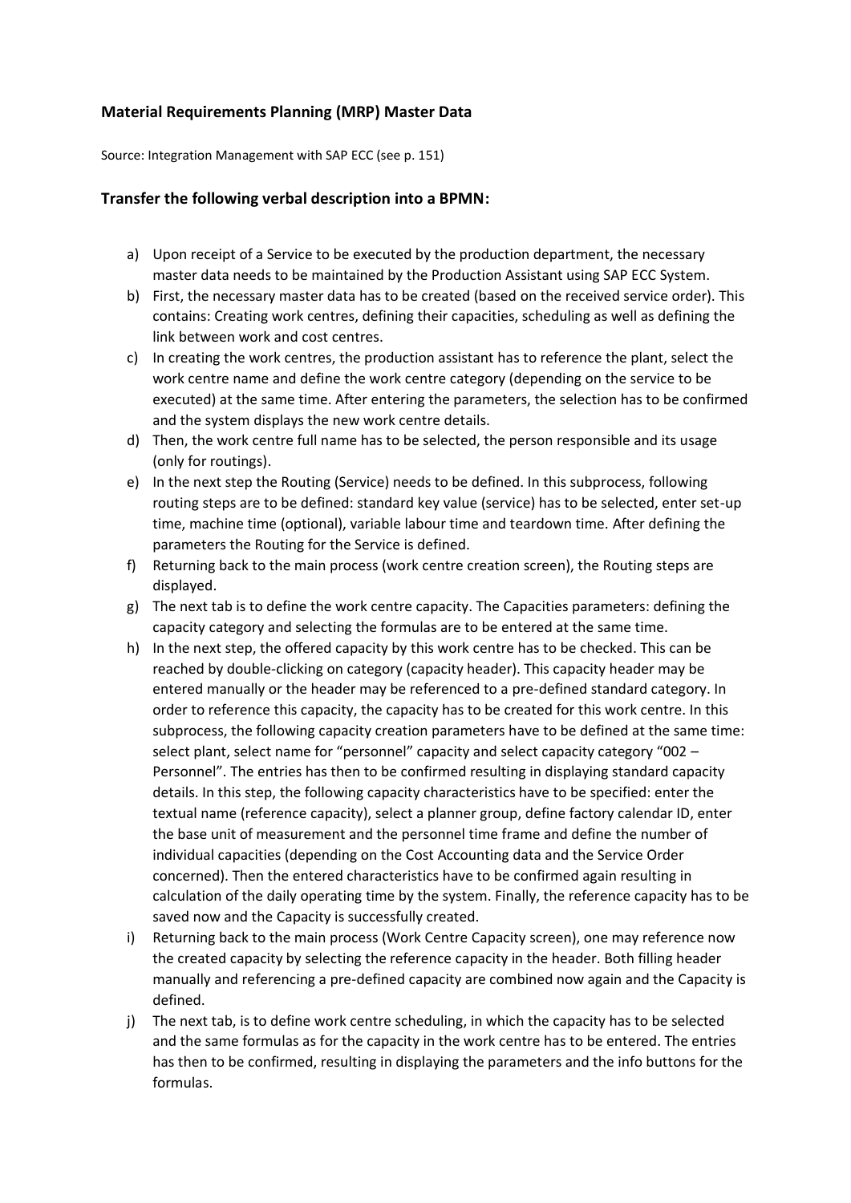**Material Requirements Planning (MRP) Master Data**

Source: Integration Management with SAP ECC (see p. 151)

**Transfer the following verbal description into a BPMN:**

a) Upon receipt of a Service to be executed by the production department, the necessary master data needs to be maintained by the Production Assistant using SAP ECC System.

b) First, the necessary master data has to be created (based on the received service order). This contains: Creating work centres, defining their capacities, scheduling as well as defining the link between work and cost centres.

c) In creating the work centres, the production assistant has to reference the plant, select the work centre name and define the work centre category (depending on the service to be executed) at the same time. After entering the parameters, the selection has to be confirmed and the system displays the new work centre details.

d) Then, the work centre full name has to be selected, the person responsible and its usage (only for routings).

e) In the next step the Routing (Service) needs to be defined. In this subprocess, following routing steps are to be defined: standard key value (service) has to be selected, enter set-up time, machine time (optional), variable labour time and teardown time. After defining the parameters the Routing for the Service is defined.

f) Returning back to the main process (work centre creation screen), the Routing steps are displayed.

g) The next tab is to define the work centre capacity. The Capacities parameters: defining the capacity category and selecting the formulas are to be entered at the same time.

h) In the next step, the offered capacity by this work centre has to be checked. This can be reached by double-clicking on category (capacity header). This capacity header may be entered manually or the header may be referenced to a pre-defined standard category. In order to reference this capacity, the capacity has to be created for this work centre. In this subprocess, the following capacity creation parameters have to be defined at the same time: select plant, select name for "personnel" capacity and select capacity category "002 – Personnel". The entries has then to be confirmed resulting in displaying standard capacity details. In this step, the following capacity characteristics have to be specified: enter the textual name (reference capacity), select a planner group, define factory calendar ID, enter the base unit of measurement and the personnel time frame and define the number of individual capacities (depending on the Cost Accounting data and the Service Order concerned). Then the entered characteristics have to be confirmed again resulting in calculation of the daily operating time by the system. Finally, the reference capacity has to be saved now and the Capacity is successfully created.

i) Returning back to the main process (Work Centre Capacity screen), one may reference now the created capacity by selecting the reference capacity in the header. Both filling header manually and referencing a pre-defined capacity are combined now again and the Capacity is defined.

j) The next tab, is to define work centre scheduling, in which the capacity has to be selected and the same formulas as for the capacity in the work centre has to be entered. The entries has then to be confirmed, resulting in displaying the parameters and the info buttons for the formulas.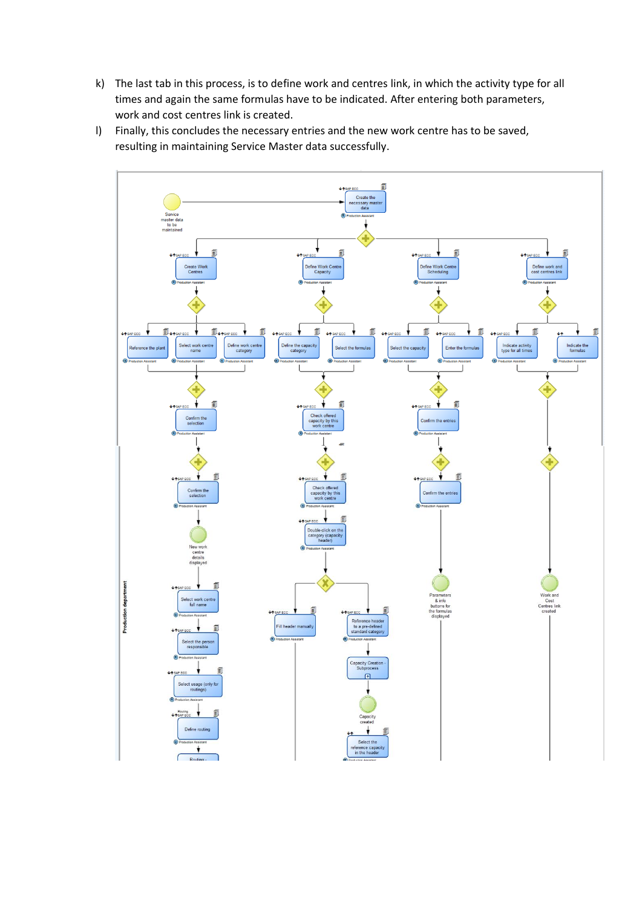k) The last tab in this process, is to define work and centres link, in which the activity type for all times and again the same formulas have to be indicated. After entering both parameters, work and cost centres link is created.

l) Finally, this concludes the necessary entries and the new work centre has to be saved, resulting in maintaining Service Master data successfully.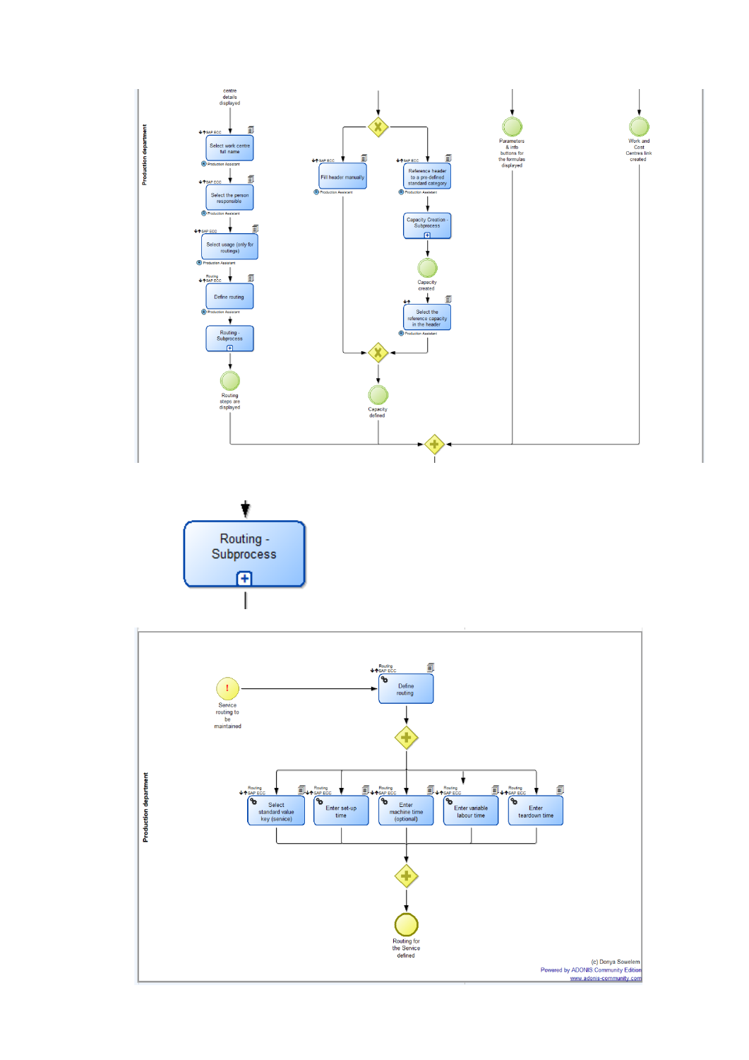Production department

centre details displayed

SAP ECC
Select work centre full name
Production Assistant

SAP ECC
Select the person responsible
Production Assistant

SAP ECC
Select usage (only for routings)
Production Assistant

Routing
SAP ECC
Define routing
Production Assistant

Routing - Subprocess

Routing steps are displayed

SAP ECC
Fill header manually
Production Assistant

SAP ECC
Reference header to a pre-defined standard category
Production Assistant

Capacity Creation - Subprocess

Capacity created

Select the reference capacity in the header
Production Assistant

Capacity defined

Parameters & info buttons for the formulas displayed

Work and Cost Centres link created

Routing - Subprocess

Production department

Service routing to be maintained

Routing
SAP ECC
Define routing

Routing
SAP ECC
Select standard value key (service)

Routing
SAP ECC
Enter set-up time

Routing
SAP ECC
Enter machine time (optional)

Routing
SAP ECC
Enter variable labour time

Routing
SAP ECC
Enter teardown time

Routing for the Service defined

(c) Donya Sowelem
Powered by ADONIS Community Edition
www.adonis-community.com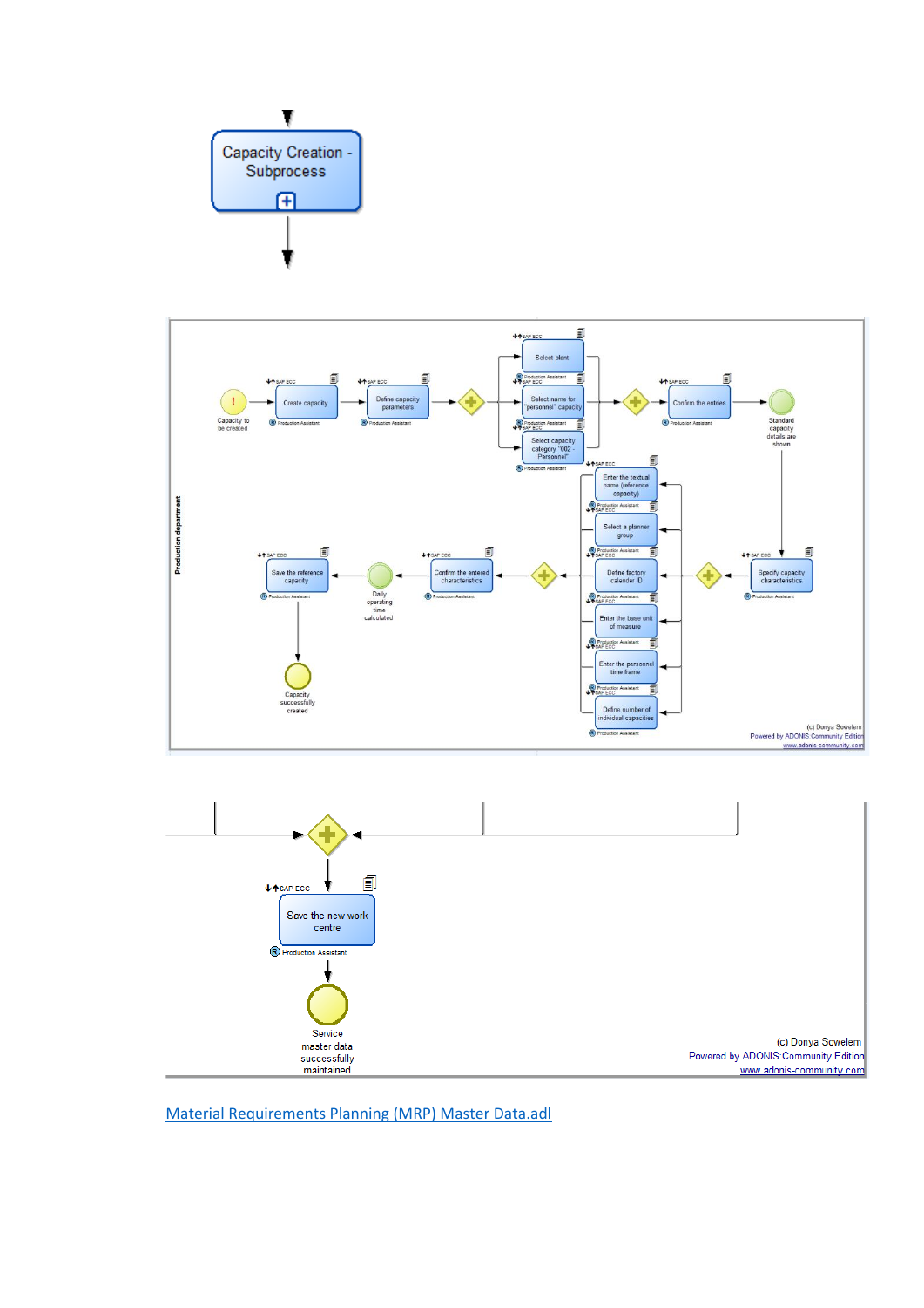Capacity Creation - Subprocess

Capacity to be created

Create capacity

Define capacity parameters

Select plant

Select name for "personnel" capacity

Select capacity category "002 - Personnel"

Confirm the entries

Standard capacity details are shown

Specify capacity characteristics

Enter the textual name (reference capacity)

Select a planner group

Define factory calendar ID

Enter the base unit of measure

Enter the personnel time frame

Define number of individual capacities

Confirm the entered characteristics

Daily operating time calculated

Save the reference capacity

Capacity successfully created

Production department

SAP ECC

Production Assistant

(c) Donya Sowelem
Powered by ADONIS:Community Edition
www.adonis-community.com

SAP ECC

Save the new work centre

Production Assistant

Service master data successfully maintained

(c) Donya Sowelem
Powered by ADONIS:Community Edition
www.adonis-community.com

[Material Requirements Planning (MRP) Master Data.adl]